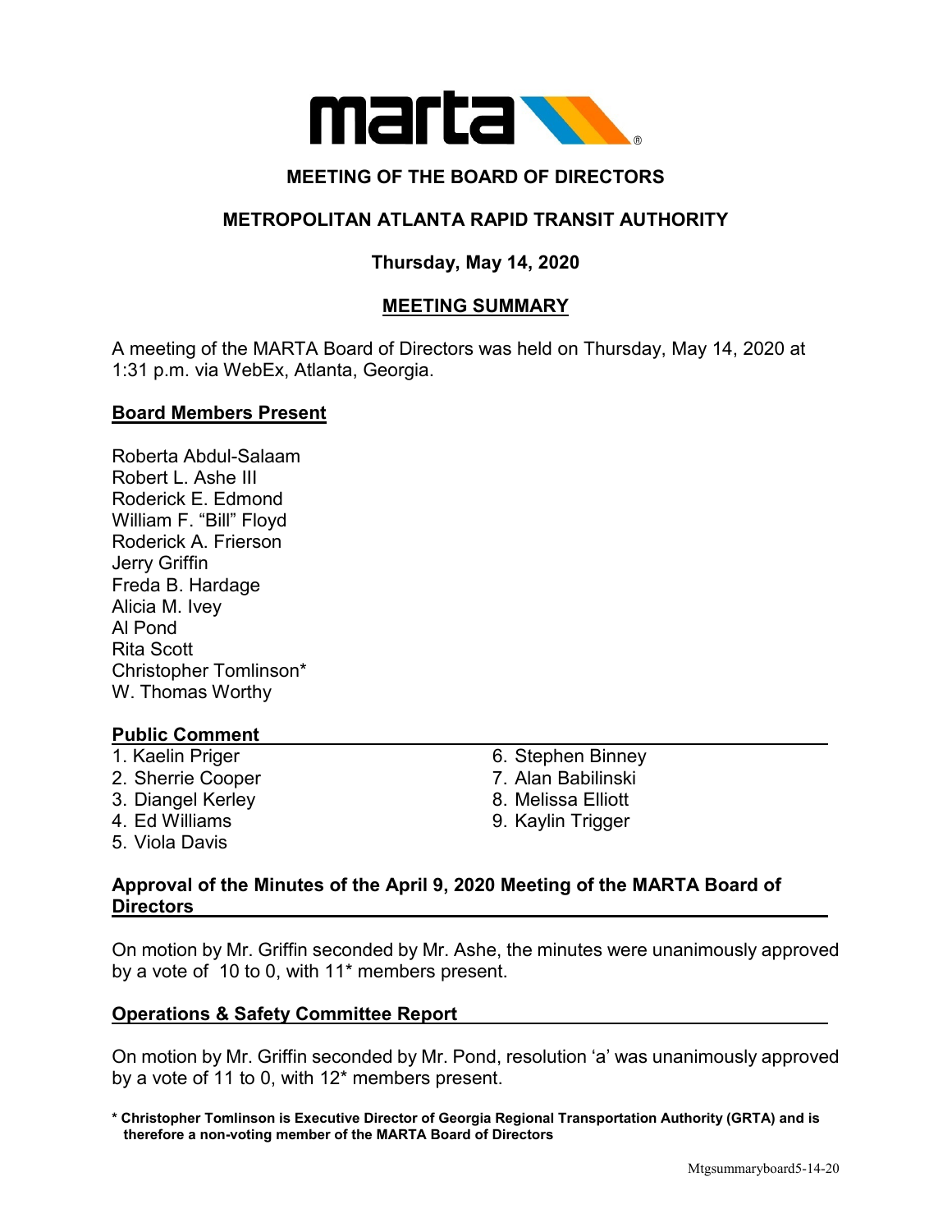# MEETING OF THE BOARD OF DIRECTORS

## METROPOLITAN ATLANTA RAPID TRANSIT AUTHORITY

### Thursday, May 14, 2020

### MEETING SUMMARY

A meeting of the MARTA Board of Directors was held on Thursday, May 14, 2020 at 1:31 p.m. via WebEx, Atlanta, Georgia.

**Board Members Present**

Roberta Abdul-Salaam
Robert L. Ashe III
Roderick E. Edmond
William F. "Bill" Floyd
Roderick A. Frierson
Jerry Griffin
Freda B. Hardage
Alicia M. Ivey
Al Pond
Rita Scott
Christopher Tomlinson*
W. Thomas Worthy

**Public Comment**

1. Kaelin Priger
2. Sherrie Cooper
3. Diangel Kerley
4. Ed Williams
5. Viola Davis
6. Stephen Binney
7. Alan Babilinski
8. Melissa Elliott
9. Kaylin Trigger

**Approval of the Minutes of the April 9, 2020 Meeting of the MARTA Board of Directors**

On motion by Mr. Griffin seconded by Mr. Ashe, the minutes were unanimously approved by a vote of 10 to 0, with 11* members present.

**Operations & Safety Committee Report**

On motion by Mr. Griffin seconded by Mr. Pond, resolution 'a' was unanimously approved by a vote of 11 to 0, with 12* members present.

**\* Christopher Tomlinson is Executive Director of Georgia Regional Transportation Authority (GRTA) and is therefore a non-voting member of the MARTA Board of Directors**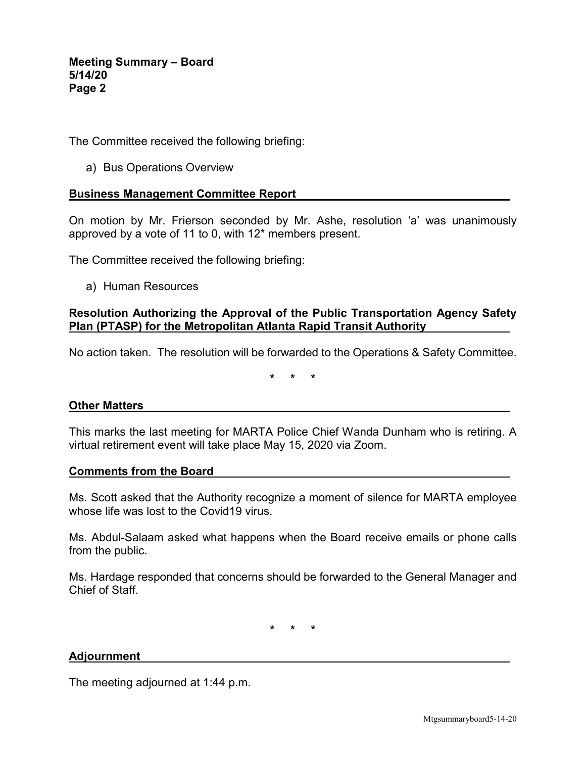The Committee received the following briefing:

a) Bus Operations Overview

**Business Management Committee Report**

On motion by Mr. Frierson seconded by Mr. Ashe, resolution 'a' was unanimously approved by a vote of 11 to 0, with 12* members present.

The Committee received the following briefing:

a) Human Resources

**Resolution Authorizing the Approval of the Public Transportation Agency Safety Plan (PTASP) for the Metropolitan Atlanta Rapid Transit Authority**

No action taken. The resolution will be forwarded to the Operations & Safety Committee.

\* \* \*

**Other Matters**

This marks the last meeting for MARTA Police Chief Wanda Dunham who is retiring. A virtual retirement event will take place May 15, 2020 via Zoom.

**Comments from the Board**

Ms. Scott asked that the Authority recognize a moment of silence for MARTA employee whose life was lost to the Covid19 virus.

Ms. Abdul-Salaam asked what happens when the Board receive emails or phone calls from the public.

Ms. Hardage responded that concerns should be forwarded to the General Manager and Chief of Staff.

\* \* \*

**Adjournment**

The meeting adjourned at 1:44 p.m.